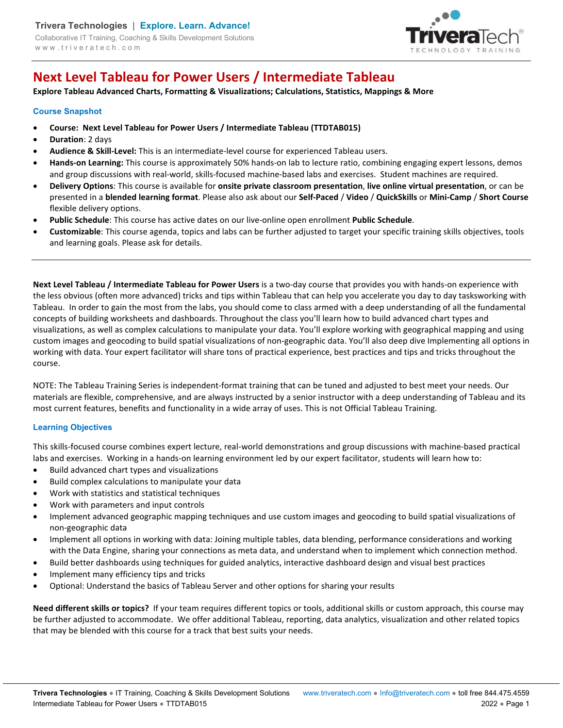# Next Level Tableau for Power Users / Intermediate Tableau

**Explore Tableau Advanced Charts, Formatting & Visualizations; Calculations, Statistics, Mappings & More**

## Course Snapshot

- **Course: Next Level Tableau for Power Users / Intermediate Tableau (TTDTAB015)**
- **Duration**: 2 days
- **Audience & Skill-Level:** This is an intermediate-level course for experienced Tableau users.
- **Hands-on Learning:** This course is approximately 50% hands-on lab to lecture ratio, combining engaging expert lessons, demos and group discussions with real-world, skills-focused machine-based labs and exercises. Student machines are required.
- **Delivery Options**: This course is available for **onsite private classroom presentation**, **live online virtual presentation**, or can be presented in a **blended learning format**. Please also ask about our **Self-Paced** / **Video** / **QuickSkills** or **Mini-Camp** / **Short Course** flexible delivery options.
- **Public Schedule**: This course has active dates on our live-online open enrollment **Public Schedule**.
- **Customizable**: This course agenda, topics and labs can be further adjusted to target your specific training skills objectives, tools and learning goals. Please ask for details.

---

**Next Level Tableau / Intermediate Tableau for Power Users** is a two-day course that provides you with hands-on experience with the less obvious (often more advanced) tricks and tips within Tableau that can help you accelerate you day to day tasksworking with Tableau. In order to gain the most from the labs, you should come to class armed with a deep understanding of all the fundamental concepts of building worksheets and dashboards. Throughout the class you'll learn how to build advanced chart types and visualizations, as well as complex calculations to manipulate your data. You'll explore working with geographical mapping and using custom images and geocoding to build spatial visualizations of non-geographic data. You'll also deep dive Implementing all options in working with data. Your expert facilitator will share tons of practical experience, best practices and tips and tricks throughout the course.

NOTE: The Tableau Training Series is independent-format training that can be tuned and adjusted to best meet your needs. Our materials are flexible, comprehensive, and are always instructed by a senior instructor with a deep understanding of Tableau and its most current features, benefits and functionality in a wide array of uses. This is not Official Tableau Training.

## Learning Objectives

This skills-focused course combines expert lecture, real-world demonstrations and group discussions with machine-based practical labs and exercises. Working in a hands-on learning environment led by our expert facilitator, students will learn how to:

- Build advanced chart types and visualizations
- Build complex calculations to manipulate your data
- Work with statistics and statistical techniques
- Work with parameters and input controls
- Implement advanced geographic mapping techniques and use custom images and geocoding to build spatial visualizations of non-geographic data
- Implement all options in working with data: Joining multiple tables, data blending, performance considerations and working with the Data Engine, sharing your connections as meta data, and understand when to implement which connection method.
- Build better dashboards using techniques for guided analytics, interactive dashboard design and visual best practices
- Implement many efficiency tips and tricks
- Optional: Understand the basics of Tableau Server and other options for sharing your results

**Need different skills or topics?** If your team requires different topics or tools, additional skills or custom approach, this course may be further adjusted to accommodate. We offer additional Tableau, reporting, data analytics, visualization and other related topics that may be blended with this course for a track that best suits your needs.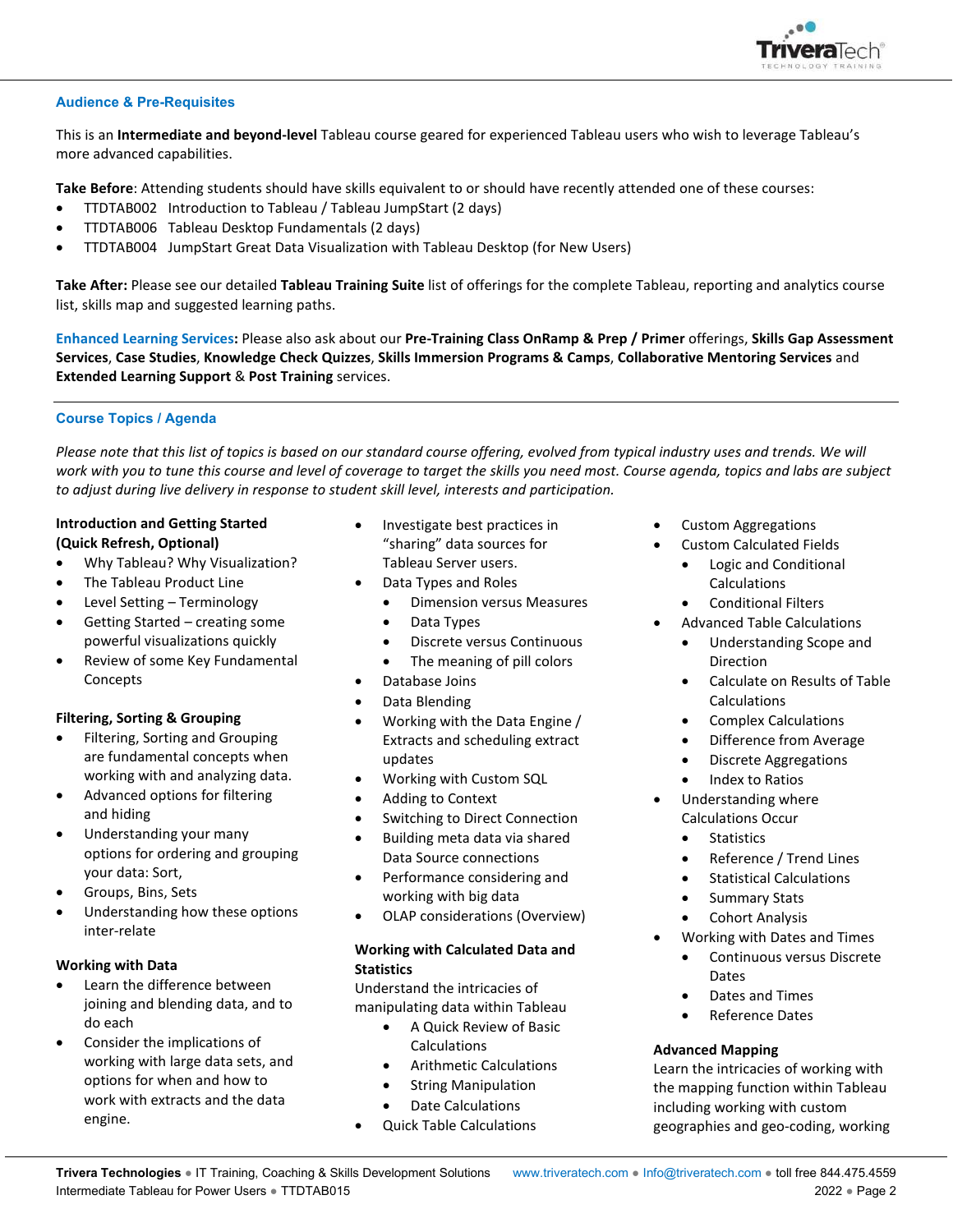## Audience & Pre-Requisites

This is an **Intermediate and beyond-level** Tableau course geared for experienced Tableau users who wish to leverage Tableau's more advanced capabilities.

**Take Before**: Attending students should have skills equivalent to or should have recently attended one of these courses:

- TTDTAB002 Introduction to Tableau / Tableau JumpStart (2 days)
- TTDTAB006 Tableau Desktop Fundamentals (2 days)
- TTDTAB004 JumpStart Great Data Visualization with Tableau Desktop (for New Users)

**Take After:** Please see our detailed **Tableau Training Suite** list of offerings for the complete Tableau, reporting and analytics course list, skills map and suggested learning paths.

**Enhanced Learning Services:** Please also ask about our **Pre-Training Class OnRamp & Prep / Primer** offerings, **Skills Gap Assessment Services**, **Case Studies**, **Knowledge Check Quizzes**, **Skills Immersion Programs & Camps**, **Collaborative Mentoring Services** and **Extended Learning Support** & **Post Training** services.

## Course Topics / Agenda

*Please note that this list of topics is based on our standard course offering, evolved from typical industry uses and trends. We will work with you to tune this course and level of coverage to target the skills you need most. Course agenda, topics and labs are subject to adjust during live delivery in response to student skill level, interests and participation.*

**Introduction and Getting Started (Quick Refresh, Optional)**

- Why Tableau? Why Visualization?
- The Tableau Product Line
- Level Setting – Terminology
- Getting Started – creating some powerful visualizations quickly
- Review of some Key Fundamental Concepts

**Filtering, Sorting & Grouping**

- Filtering, Sorting and Grouping are fundamental concepts when working with and analyzing data.
- Advanced options for filtering and hiding
- Understanding your many options for ordering and grouping your data: Sort,
- Groups, Bins, Sets
- Understanding how these options inter-relate

**Working with Data**

- Learn the difference between joining and blending data, and to do each
- Consider the implications of working with large data sets, and options for when and how to work with extracts and the data engine.
- Investigate best practices in "sharing" data sources for Tableau Server users.
- Data Types and Roles
  - Dimension versus Measures
  - Data Types
  - Discrete versus Continuous
  - The meaning of pill colors
- Database Joins
- Data Blending
- Working with the Data Engine / Extracts and scheduling extract updates
- Working with Custom SQL
- Adding to Context
- Switching to Direct Connection
- Building meta data via shared Data Source connections
- Performance considering and working with big data
- OLAP considerations (Overview)

**Working with Calculated Data and Statistics**

Understand the intricacies of manipulating data within Tableau

- A Quick Review of Basic Calculations
- Arithmetic Calculations
- String Manipulation
- Date Calculations
- Quick Table Calculations
- Custom Aggregations
- Custom Calculated Fields
  - Logic and Conditional Calculations
  - Conditional Filters
- Advanced Table Calculations
  - Understanding Scope and Direction
  - Calculate on Results of Table Calculations
  - Complex Calculations
  - Difference from Average
  - Discrete Aggregations
  - Index to Ratios
- Understanding where Calculations Occur
  - Statistics
  - Reference / Trend Lines
  - Statistical Calculations
  - Summary Stats
  - Cohort Analysis
- Working with Dates and Times
  - Continuous versus Discrete Dates
  - Dates and Times
  - Reference Dates

**Advanced Mapping**

Learn the intricacies of working with the mapping function within Tableau including working with custom geographies and geo-coding, working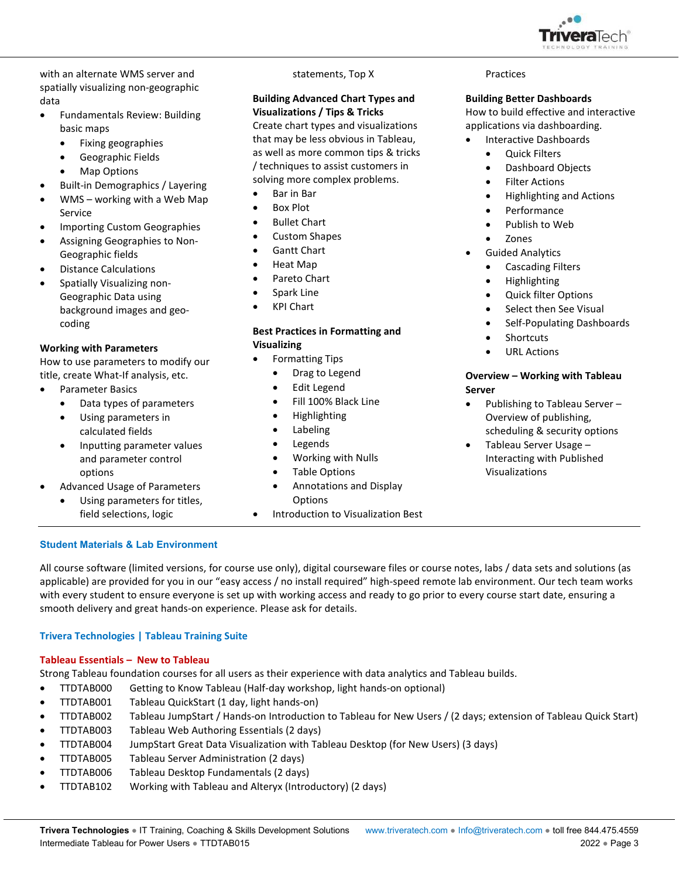with an alternate WMS server and spatially visualizing non-geographic data

- Fundamentals Review: Building basic maps
  - Fixing geographies
  - Geographic Fields
  - Map Options
- Built-in Demographics / Layering
- WMS – working with a Web Map Service
- Importing Custom Geographies
- Assigning Geographies to Non-Geographic fields
- Distance Calculations
- Spatially Visualizing non-Geographic Data using background images and geo-coding

**Working with Parameters**

How to use parameters to modify our title, create What-If analysis, etc.

- Parameter Basics
  - Data types of parameters
  - Using parameters in calculated fields
  - Inputting parameter values and parameter control options
- Advanced Usage of Parameters
  - Using parameters for titles, field selections, logic statements, Top X

**Building Advanced Chart Types and Visualizations / Tips & Tricks**

Create chart types and visualizations that may be less obvious in Tableau, as well as more common tips & tricks / techniques to assist customers in solving more complex problems.

- Bar in Bar
- Box Plot
- Bullet Chart
- Custom Shapes
- Gantt Chart
- Heat Map
- Pareto Chart
- Spark Line
- KPI Chart

**Best Practices in Formatting and Visualizing**

- Formatting Tips
  - Drag to Legend
  - Edit Legend
  - Fill 100% Black Line
  - Highlighting
  - Labeling
  - Legends
  - Working with Nulls
  - Table Options
  - Annotations and Display Options
- Introduction to Visualization Best Practices

**Building Better Dashboards**

How to build effective and interactive applications via dashboarding.

- Interactive Dashboards
  - Quick Filters
  - Dashboard Objects
  - Filter Actions
  - Highlighting and Actions
  - Performance
  - Publish to Web
  - Zones
- Guided Analytics
  - Cascading Filters
  - Highlighting
  - Quick filter Options
  - Select then See Visual
  - Self-Populating Dashboards
  - Shortcuts
  - URL Actions

**Overview – Working with Tableau Server**

- Publishing to Tableau Server – Overview of publishing, scheduling & security options
- Tableau Server Usage – Interacting with Published Visualizations

## Student Materials & Lab Environment

All course software (limited versions, for course use only), digital courseware files or course notes, labs / data sets and solutions (as applicable) are provided for you in our "easy access / no install required" high-speed remote lab environment. Our tech team works with every student to ensure everyone is set up with working access and ready to go prior to every course start date, ensuring a smooth delivery and great hands-on experience. Please ask for details.

## Trivera Technologies | Tableau Training Suite

### Tableau Essentials – New to Tableau

Strong Tableau foundation courses for all users as their experience with data analytics and Tableau builds.

- TTDTAB000 Getting to Know Tableau (Half-day workshop, light hands-on optional)
- TTDTAB001 Tableau QuickStart (1 day, light hands-on)
- TTDTAB002 Tableau JumpStart / Hands-on Introduction to Tableau for New Users / (2 days; extension of Tableau Quick Start)
- TTDTAB003 Tableau Web Authoring Essentials (2 days)
- TTDTAB004 JumpStart Great Data Visualization with Tableau Desktop (for New Users) (3 days)
- TTDTAB005 Tableau Server Administration (2 days)
- TTDTAB006 Tableau Desktop Fundamentals (2 days)
- TTDTAB102 Working with Tableau and Alteryx (Introductory) (2 days)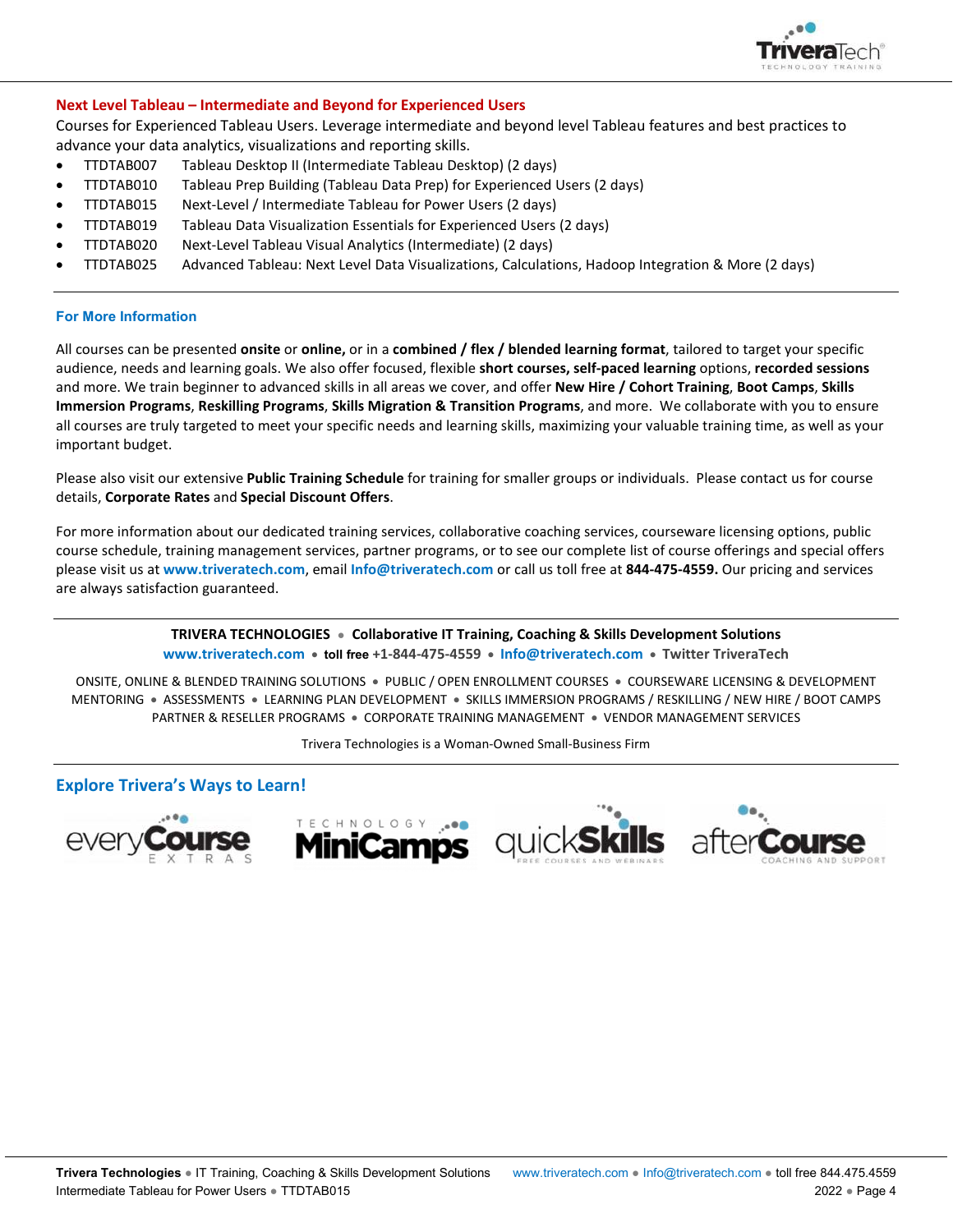## Next Level Tableau – Intermediate and Beyond for Experienced Users

Courses for Experienced Tableau Users. Leverage intermediate and beyond level Tableau features and best practices to advance your data analytics, visualizations and reporting skills.

- TTDTAB007 Tableau Desktop II (Intermediate Tableau Desktop) (2 days)
- TTDTAB010 Tableau Prep Building (Tableau Data Prep) for Experienced Users (2 days)
- TTDTAB015 Next-Level / Intermediate Tableau for Power Users (2 days)
- TTDTAB019 Tableau Data Visualization Essentials for Experienced Users (2 days)
- TTDTAB020 Next-Level Tableau Visual Analytics (Intermediate) (2 days)
- TTDTAB025 Advanced Tableau: Next Level Data Visualizations, Calculations, Hadoop Integration & More (2 days)

---

### For More Information

All courses can be presented **onsite** or **online,** or in a **combined / flex / blended learning format**, tailored to target your specific audience, needs and learning goals. We also offer focused, flexible **short courses, self-paced learning** options, **recorded sessions** and more. We train beginner to advanced skills in all areas we cover, and offer **New Hire / Cohort Training**, **Boot Camps**, **Skills Immersion Programs**, **Reskilling Programs**, **Skills Migration & Transition Programs**, and more. We collaborate with you to ensure all courses are truly targeted to meet your specific needs and learning skills, maximizing your valuable training time, as well as your important budget.

Please also visit our extensive **Public Training Schedule** for training for smaller groups or individuals. Please contact us for course details, **Corporate Rates** and **Special Discount Offers**.

For more information about our dedicated training services, collaborative coaching services, courseware licensing options, public course schedule, training management services, partner programs, or to see our complete list of course offerings and special offers please visit us at **www.triveratech.com**, email **Info@triveratech.com** or call us toll free at **844-475-4559.** Our pricing and services are always satisfaction guaranteed.

---

**TRIVERA TECHNOLOGIES • Collaborative IT Training, Coaching & Skills Development Solutions**
**www.triveratech.com • toll free +1-844-475-4559 • Info@triveratech.com • Twitter TriveraTech**

ONSITE, ONLINE & BLENDED TRAINING SOLUTIONS • PUBLIC / OPEN ENROLLMENT COURSES • COURSEWARE LICENSING & DEVELOPMENT
MENTORING • ASSESSMENTS • LEARNING PLAN DEVELOPMENT • SKILLS IMMERSION PROGRAMS / RESKILLING / NEW HIRE / BOOT CAMPS
PARTNER & RESELLER PROGRAMS • CORPORATE TRAINING MANAGEMENT • VENDOR MANAGEMENT SERVICES

Trivera Technologies is a Woman-Owned Small-Business Firm

---

## Explore Trivera's Ways to Learn!

everyCourse EXTRAS   TECHNOLOGY MiniCamps   quickSkills FREE COURSES AND WEBINARS   afterCourse COACHING AND SUPPORT